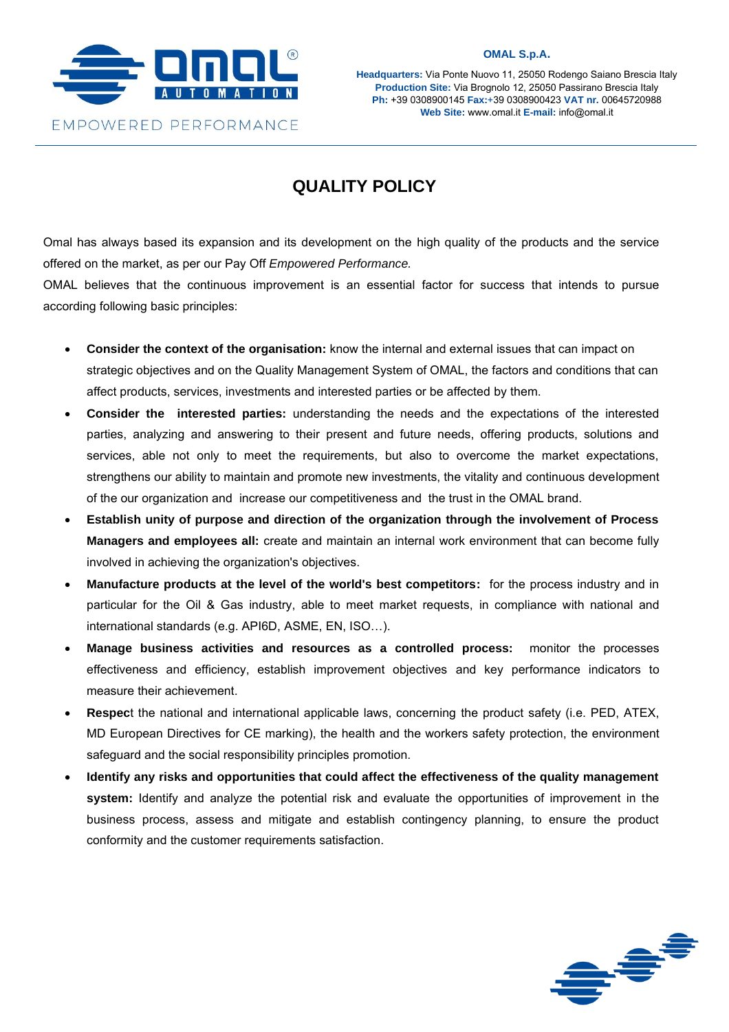**OMAL S.p.A.**

**Headquarters:** Via Ponte Nuovo 11, 25050 Rodengo Saiano Brescia Italy
**Production Site:** Via Brognolo 12, 25050 Passirano Brescia Italy
**Ph:** +39 0308900145 **Fax:**+39 0308900423 **VAT nr.** 00645720988
**Web Site:** www.omal.it **E-mail:** info@omal.it

# QUALITY POLICY

Omal has always based its expansion and its development on the high quality of the products and the service offered on the market, as per our Pay Off *Empowered Performance.*
OMAL believes that the continuous improvement is an essential factor for success that intends to pursue according following basic principles:

- **Consider the context of the organisation:** know the internal and external issues that can impact on strategic objectives and on the Quality Management System of OMAL, the factors and conditions that can affect products, services, investments and interested parties or be affected by them.
- **Consider the interested parties:** understanding the needs and the expectations of the interested parties, analyzing and answering to their present and future needs, offering products, solutions and services, able not only to meet the requirements, but also to overcome the market expectations, strengthens our ability to maintain and promote new investments, the vitality and continuous development of the our organization and increase our competitiveness and the trust in the OMAL brand.
- **Establish unity of purpose and direction of the organization through the involvement of Process Managers and employees all:** create and maintain an internal work environment that can become fully involved in achieving the organization's objectives.
- **Manufacture products at the level of the world's best competitors:** for the process industry and in particular for the Oil & Gas industry, able to meet market requests, in compliance with national and international standards (e.g. API6D, ASME, EN, ISO…).
- **Manage business activities and resources as a controlled process:** monitor the processes effectiveness and efficiency, establish improvement objectives and key performance indicators to measure their achievement.
- **Respec**t the national and international applicable laws, concerning the product safety (i.e. PED, ATEX, MD European Directives for CE marking), the health and the workers safety protection, the environment safeguard and the social responsibility principles promotion.
- **Identify any risks and opportunities that could affect the effectiveness of the quality management system:** Identify and analyze the potential risk and evaluate the opportunities of improvement in the business process, assess and mitigate and establish contingency planning, to ensure the product conformity and the customer requirements satisfaction.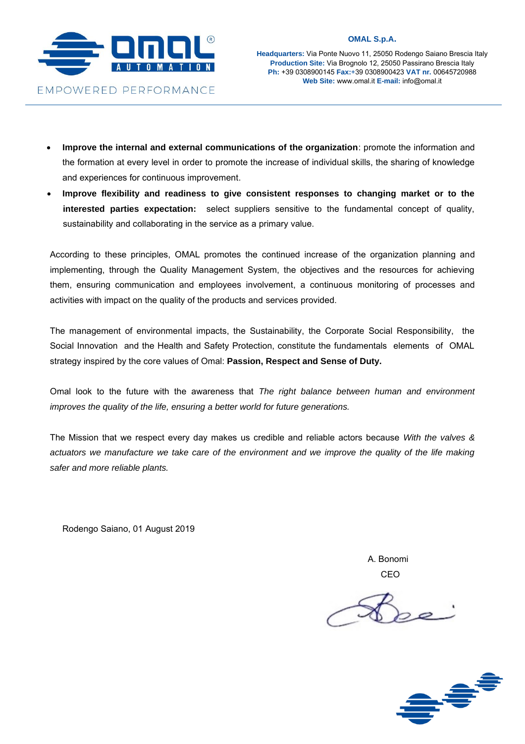- **Improve the internal and external communications of the organization**: promote the information and the formation at every level in order to promote the increase of individual skills, the sharing of knowledge and experiences for continuous improvement.
- **Improve flexibility and readiness to give consistent responses to changing market or to the interested parties expectation:** select suppliers sensitive to the fundamental concept of quality, sustainability and collaborating in the service as a primary value.

According to these principles, OMAL promotes the continued increase of the organization planning and implementing, through the Quality Management System, the objectives and the resources for achieving them, ensuring communication and employees involvement, a continuous monitoring of processes and activities with impact on the quality of the products and services provided.

The management of environmental impacts, the Sustainability, the Corporate Social Responsibility, the Social Innovation and the Health and Safety Protection, constitute the fundamentals elements of OMAL strategy inspired by the core values of Omal: **Passion, Respect and Sense of Duty.**

Omal look to the future with the awareness that *The right balance between human and environment improves the quality of the life, ensuring a better world for future generations.*

The Mission that we respect every day makes us credible and reliable actors because *With the valves & actuators we manufacture we take care of the environment and we improve the quality of the life making safer and more reliable plants.*

Rodengo Saiano, 01 August 2019

A. Bonomi

CEO